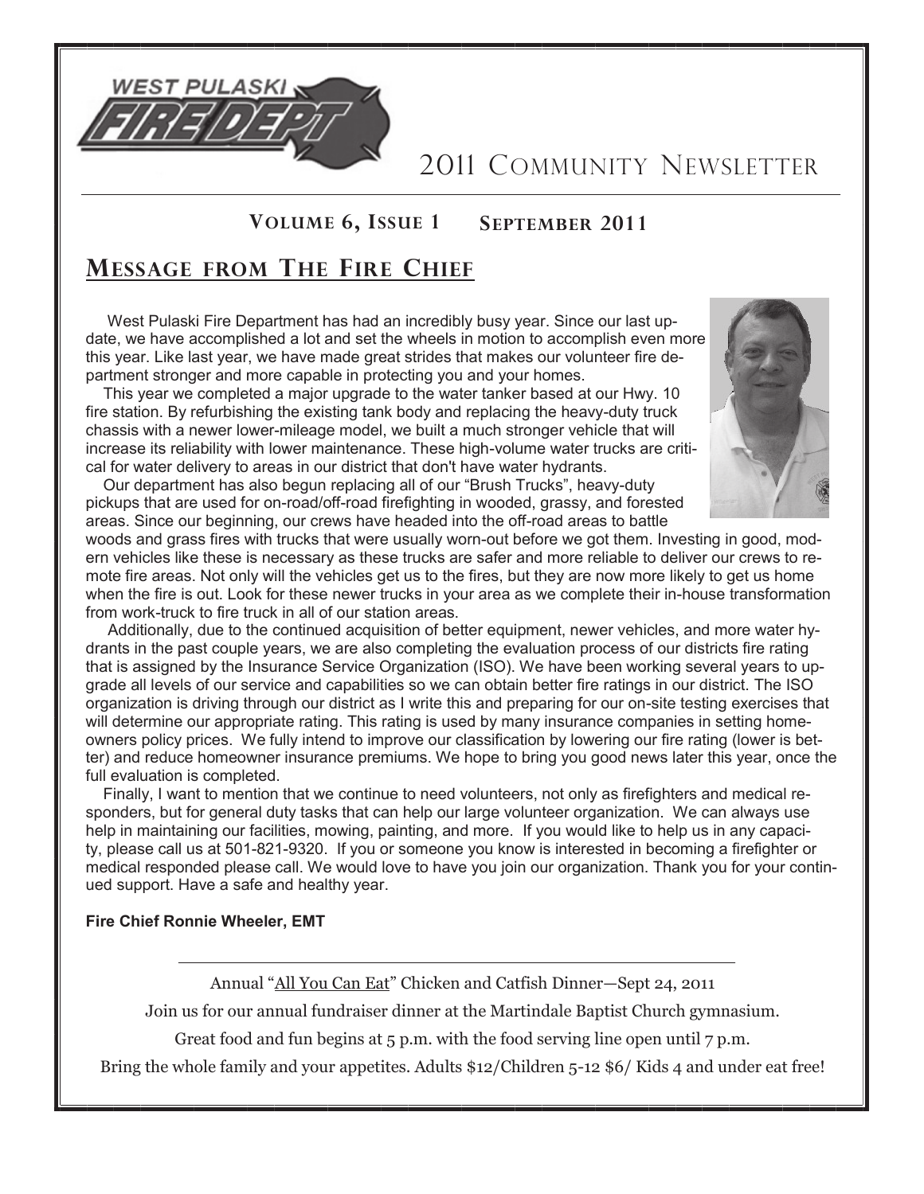WEST PULASKI FIRE DEPT

# 2011 Community Newsletter

**Volume 6, Issue 1 September 2011**

## Message from The Fire Chief

West Pulaski Fire Department has had an incredibly busy year. Since our last update, we have accomplished a lot and set the wheels in motion to accomplish even more this year. Like last year, we have made great strides that makes our volunteer fire department stronger and more capable in protecting you and your homes.

This year we completed a major upgrade to the water tanker based at our Hwy. 10 fire station. By refurbishing the existing tank body and replacing the heavy-duty truck chassis with a newer lower-mileage model, we built a much stronger vehicle that will increase its reliability with lower maintenance. These high-volume water trucks are critical for water delivery to areas in our district that don't have water hydrants.

Our department has also begun replacing all of our "Brush Trucks", heavy-duty pickups that are used for on-road/off-road firefighting in wooded, grassy, and forested areas. Since our beginning, our crews have headed into the off-road areas to battle woods and grass fires with trucks that were usually worn-out before we got them. Investing in good, modern vehicles like these is necessary as these trucks are safer and more reliable to deliver our crews to remote fire areas. Not only will the vehicles get us to the fires, but they are now more likely to get us home when the fire is out. Look for these newer trucks in your area as we complete their in-house transformation from work-truck to fire truck in all of our station areas.

Additionally, due to the continued acquisition of better equipment, newer vehicles, and more water hydrants in the past couple years, we are also completing the evaluation process of our districts fire rating that is assigned by the Insurance Service Organization (ISO). We have been working several years to upgrade all levels of our service and capabilities so we can obtain better fire ratings in our district. The ISO organization is driving through our district as I write this and preparing for our on-site testing exercises that will determine our appropriate rating. This rating is used by many insurance companies in setting homeowners policy prices. We fully intend to improve our classification by lowering our fire rating (lower is better) and reduce homeowner insurance premiums. We hope to bring you good news later this year, once the full evaluation is completed.

Finally, I want to mention that we continue to need volunteers, not only as firefighters and medical responders, but for general duty tasks that can help our large volunteer organization. We can always use help in maintaining our facilities, mowing, painting, and more. If you would like to help us in any capacity, please call us at 501-821-9320. If you or someone you know is interested in becoming a firefighter or medical responded please call. We would love to have you join our organization. Thank you for your continued support. Have a safe and healthy year.

**Fire Chief Ronnie Wheeler, EMT**

---

Annual "All You Can Eat" Chicken and Catfish Dinner—Sept 24, 2011

Join us for our annual fundraiser dinner at the Martindale Baptist Church gymnasium.

Great food and fun begins at 5 p.m. with the food serving line open until 7 p.m.

Bring the whole family and your appetites. Adults $12/Children 5-12 $6/ Kids 4 and under eat free!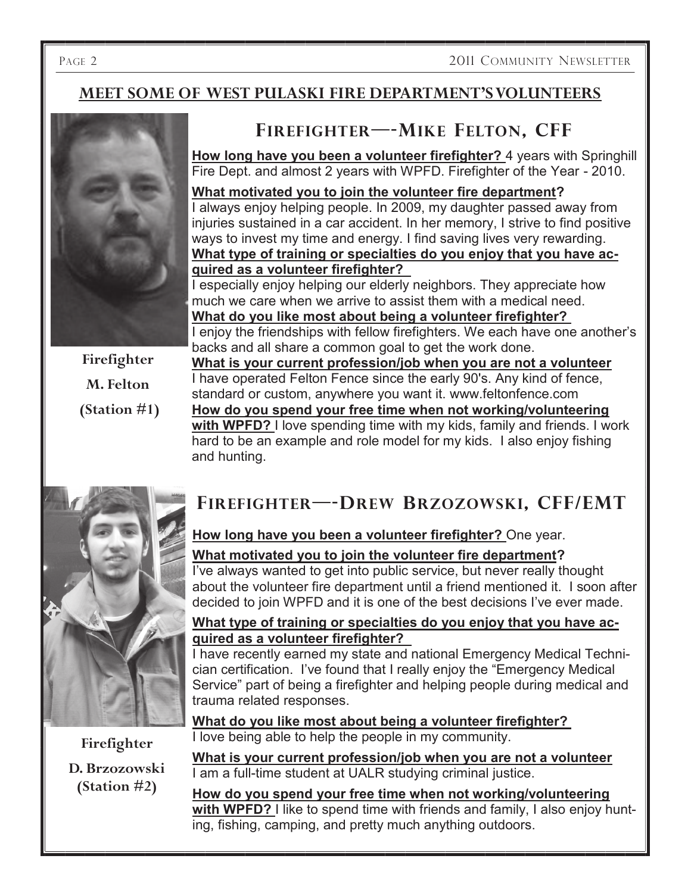## MEET SOME OF WEST PULASKI FIRE DEPARTMENT'S VOLUNTEERS

### FIREFIGHTER—-MIKE FELTON, CFF

Firefighter
M. Felton
(Station #1)

**How long have you been a volunteer firefighter?** 4 years with Springhill Fire Dept. and almost 2 years with WPFD. Firefighter of the Year - 2010.

**What motivated you to join the volunteer fire department?**
I always enjoy helping people. In 2009, my daughter passed away from injuries sustained in a car accident. In her memory, I strive to find positive ways to invest my time and energy. I find saving lives very rewarding.

**What type of training or specialties do you enjoy that you have acquired as a volunteer firefighter?**
I especially enjoy helping our elderly neighbors. They appreciate how much we care when we arrive to assist them with a medical need.

**What do you like most about being a volunteer firefighter?**
I enjoy the friendships with fellow firefighters. We each have one another's backs and all share a common goal to get the work done.

**What is your current profession/job when you are not a volunteer**
I have operated Felton Fence since the early 90's. Any kind of fence, standard or custom, anywhere you want it. www.feltonfence.com

**How do you spend your free time when not working/volunteering with WPFD?** I love spending time with my kids, family and friends. I work hard to be an example and role model for my kids. I also enjoy fishing and hunting.

### FIREFIGHTER—-DREW BRZOZOWSKI, CFF/EMT

Firefighter
D. Brzozowski
(Station #2)

**How long have you been a volunteer firefighter?** One year.

**What motivated you to join the volunteer fire department?**
I've always wanted to get into public service, but never really thought about the volunteer fire department until a friend mentioned it. I soon after decided to join WPFD and it is one of the best decisions I've ever made.

**What type of training or specialties do you enjoy that you have acquired as a volunteer firefighter?**
I have recently earned my state and national Emergency Medical Technician certification. I've found that I really enjoy the "Emergency Medical Service" part of being a firefighter and helping people during medical and trauma related responses.

**What do you like most about being a volunteer firefighter?**
I love being able to help the people in my community.

**What is your current profession/job when you are not a volunteer**
I am a full-time student at UALR studying criminal justice.

**How do you spend your free time when not working/volunteering with WPFD?** I like to spend time with friends and family, I also enjoy hunting, fishing, camping, and pretty much anything outdoors.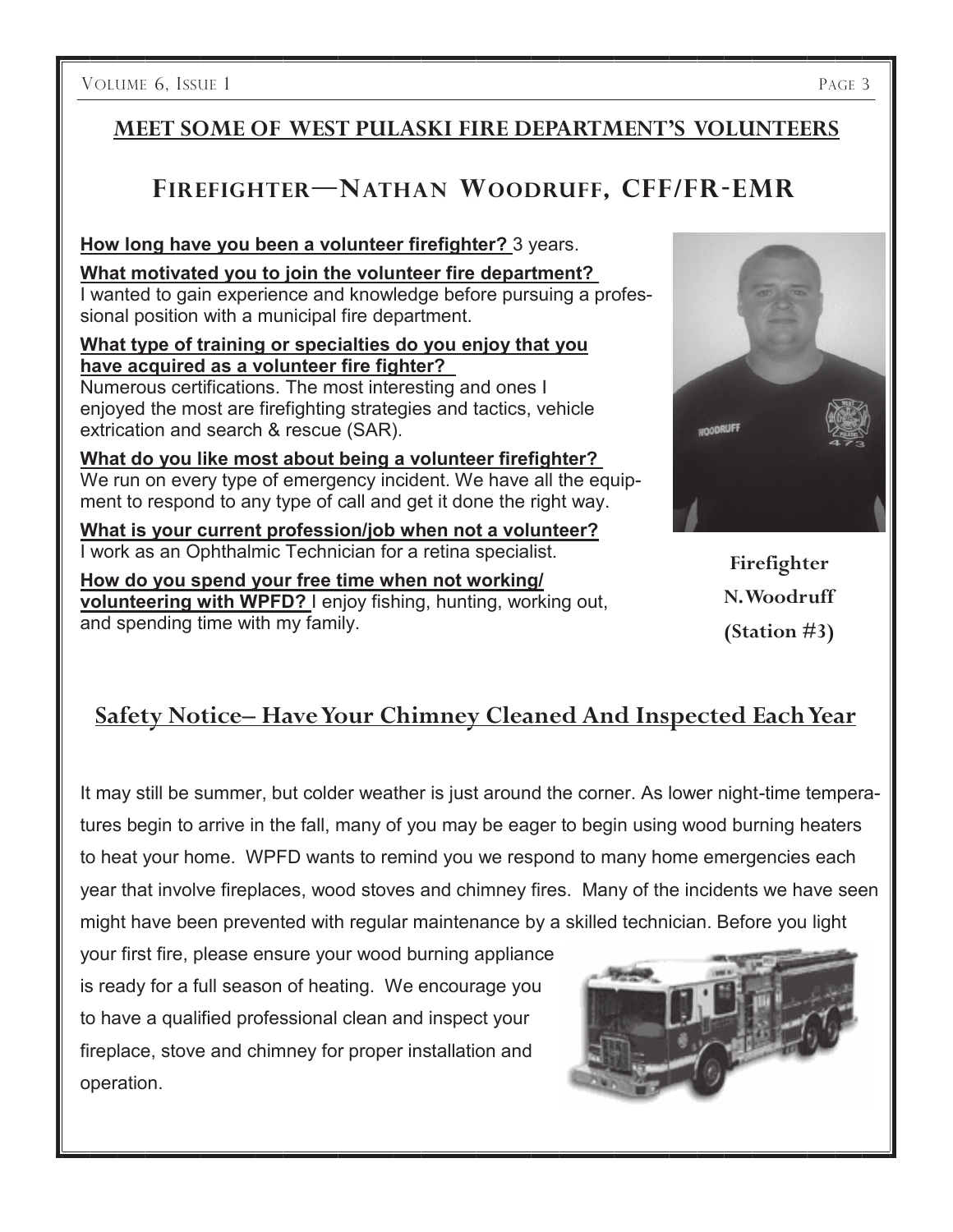## MEET SOME OF WEST PULASKI FIRE DEPARTMENT'S VOLUNTEERS

# Firefighter—Nathan Woodruff, CFF/FR-EMR

**How long have you been a volunteer firefighter?** 3 years.

**What motivated you to join the volunteer fire department?**
I wanted to gain experience and knowledge before pursuing a professional position with a municipal fire department.

**What type of training or specialties do you enjoy that you have acquired as a volunteer fire fighter?**
Numerous certifications. The most interesting and ones I enjoyed the most are firefighting strategies and tactics, vehicle extrication and search & rescue (SAR).

**What do you like most about being a volunteer firefighter?**
We run on every type of emergency incident. We have all the equipment to respond to any type of call and get it done the right way.

**What is your current profession/job when not a volunteer?**
I work as an Ophthalmic Technician for a retina specialist.

**How do you spend your free time when not working/ volunteering with WPFD?** I enjoy fishing, hunting, working out, and spending time with my family.

Firefighter
N. Woodruff
(Station #3)

## Safety Notice– Have Your Chimney Cleaned And Inspected Each Year

It may still be summer, but colder weather is just around the corner. As lower night-time temperatures begin to arrive in the fall, many of you may be eager to begin using wood burning heaters to heat your home. WPFD wants to remind you we respond to many home emergencies each year that involve fireplaces, wood stoves and chimney fires. Many of the incidents we have seen might have been prevented with regular maintenance by a skilled technician. Before you light your first fire, please ensure your wood burning appliance is ready for a full season of heating. We encourage you to have a qualified professional clean and inspect your fireplace, stove and chimney for proper installation and operation.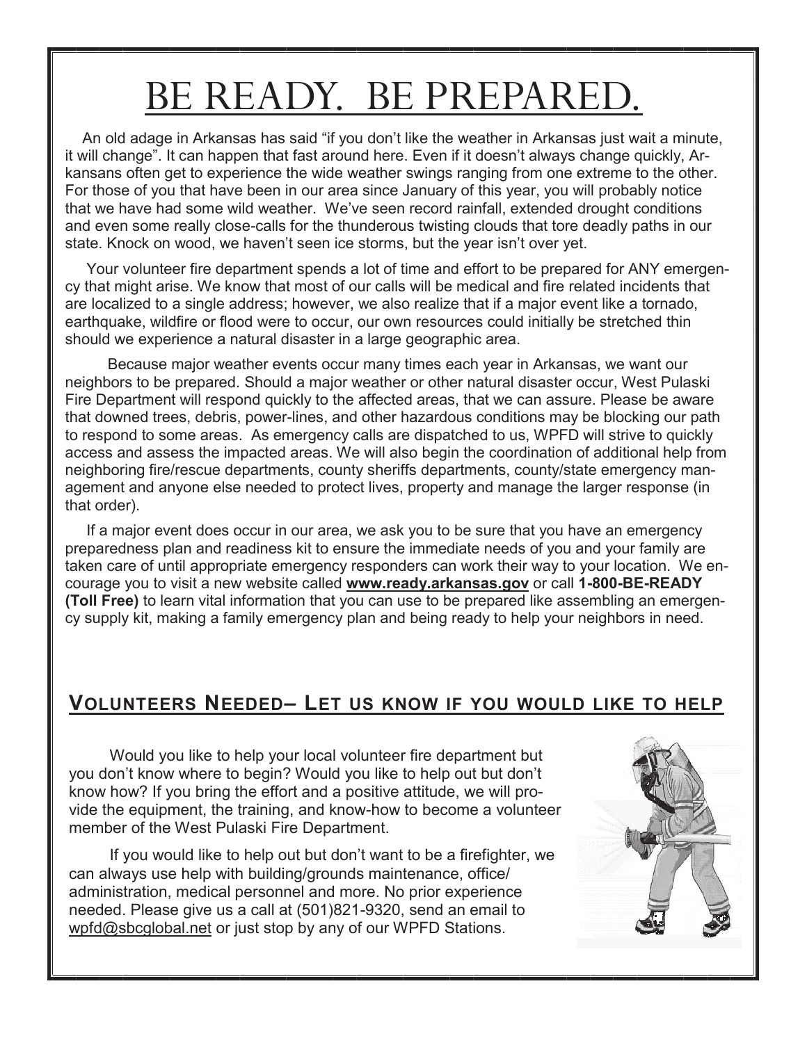# BE READY. BE PREPARED.

An old adage in Arkansas has said "if you don't like the weather in Arkansas just wait a minute, it will change". It can happen that fast around here. Even if it doesn't always change quickly, Arkansans often get to experience the wide weather swings ranging from one extreme to the other. For those of you that have been in our area since January of this year, you will probably notice that we have had some wild weather. We've seen record rainfall, extended drought conditions and even some really close-calls for the thunderous twisting clouds that tore deadly paths in our state. Knock on wood, we haven't seen ice storms, but the year isn't over yet.

Your volunteer fire department spends a lot of time and effort to be prepared for ANY emergency that might arise. We know that most of our calls will be medical and fire related incidents that are localized to a single address; however, we also realize that if a major event like a tornado, earthquake, wildfire or flood were to occur, our own resources could initially be stretched thin should we experience a natural disaster in a large geographic area.

Because major weather events occur many times each year in Arkansas, we want our neighbors to be prepared. Should a major weather or other natural disaster occur, West Pulaski Fire Department will respond quickly to the affected areas, that we can assure. Please be aware that downed trees, debris, power-lines, and other hazardous conditions may be blocking our path to respond to some areas. As emergency calls are dispatched to us, WPFD will strive to quickly access and assess the impacted areas. We will also begin the coordination of additional help from neighboring fire/rescue departments, county sheriffs departments, county/state emergency management and anyone else needed to protect lives, property and manage the larger response (in that order).

If a major event does occur in our area, we ask you to be sure that you have an emergency preparedness plan and readiness kit to ensure the immediate needs of you and your family are taken care of until appropriate emergency responders can work their way to your location. We encourage you to visit a new website called **www.ready.arkansas.gov** or call **1-800-BE-READY (Toll Free)** to learn vital information that you can use to be prepared like assembling an emergency supply kit, making a family emergency plan and being ready to help your neighbors in need.

## VOLUNTEERS NEEDED– LET US KNOW IF YOU WOULD LIKE TO HELP

Would you like to help your local volunteer fire department but you don't know where to begin? Would you like to help out but don't know how? If you bring the effort and a positive attitude, we will provide the equipment, the training, and know-how to become a volunteer member of the West Pulaski Fire Department.

If you would like to help out but don't want to be a firefighter, we can always use help with building/grounds maintenance, office/administration, medical personnel and more. No prior experience needed. Please give us a call at (501)821-9320, send an email to wpfd@sbcglobal.net or just stop by any of our WPFD Stations.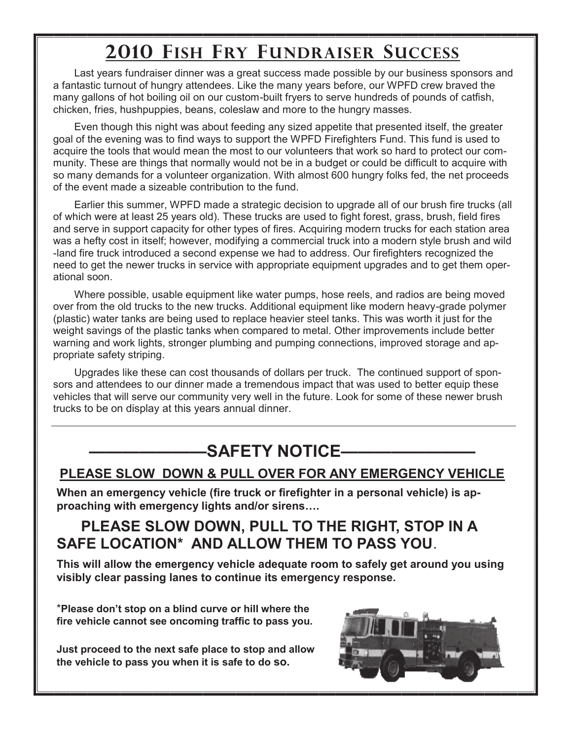# 2010 Fish Fry Fundraiser Success

Last years fundraiser dinner was a great success made possible by our business sponsors and a fantastic turnout of hungry attendees. Like the many years before, our WPFD crew braved the many gallons of hot boiling oil on our custom-built fryers to serve hundreds of pounds of catfish, chicken, fries, hushpuppies, beans, coleslaw and more to the hungry masses.

Even though this night was about feeding any sized appetite that presented itself, the greater goal of the evening was to find ways to support the WPFD Firefighters Fund. This fund is used to acquire the tools that would mean the most to our volunteers that work so hard to protect our community. These are things that normally would not be in a budget or could be difficult to acquire with so many demands for a volunteer organization. With almost 600 hungry folks fed, the net proceeds of the event made a sizeable contribution to the fund.

Earlier this summer, WPFD made a strategic decision to upgrade all of our brush fire trucks (all of which were at least 25 years old). These trucks are used to fight forest, grass, brush, field fires and serve in support capacity for other types of fires. Acquiring modern trucks for each station area was a hefty cost in itself; however, modifying a commercial truck into a modern style brush and wild-land fire truck introduced a second expense we had to address. Our firefighters recognized the need to get the newer trucks in service with appropriate equipment upgrades and to get them operational soon.

Where possible, usable equipment like water pumps, hose reels, and radios are being moved over from the old trucks to the new trucks. Additional equipment like modern heavy-grade polymer (plastic) water tanks are being used to replace heavier steel tanks. This was worth it just for the weight savings of the plastic tanks when compared to metal. Other improvements include better warning and work lights, stronger plumbing and pumping connections, improved storage and appropriate safety striping.

Upgrades like these can cost thousands of dollars per truck. The continued support of sponsors and attendees to our dinner made a tremendous impact that was used to better equip these vehicles that will serve our community very well in the future. Look for some of these newer brush trucks to be on display at this years annual dinner.

---

## ————————SAFETY NOTICE————————

**PLEASE SLOW DOWN & PULL OVER FOR ANY EMERGENCY VEHICLE**

**When an emergency vehicle (fire truck or firefighter in a personal vehicle) is approaching with emergency lights and/or sirens….**

### PLEASE SLOW DOWN, PULL TO THE RIGHT, STOP IN A SAFE LOCATION* AND ALLOW THEM TO PASS YOU.

**This will allow the emergency vehicle adequate room to safely get around you using visibly clear passing lanes to continue its emergency response.**

**\*Please don't stop on a blind curve or hill where the fire vehicle cannot see oncoming traffic to pass you.**

**Just proceed to the next safe place to stop and allow the vehicle to pass you when it is safe to do so.**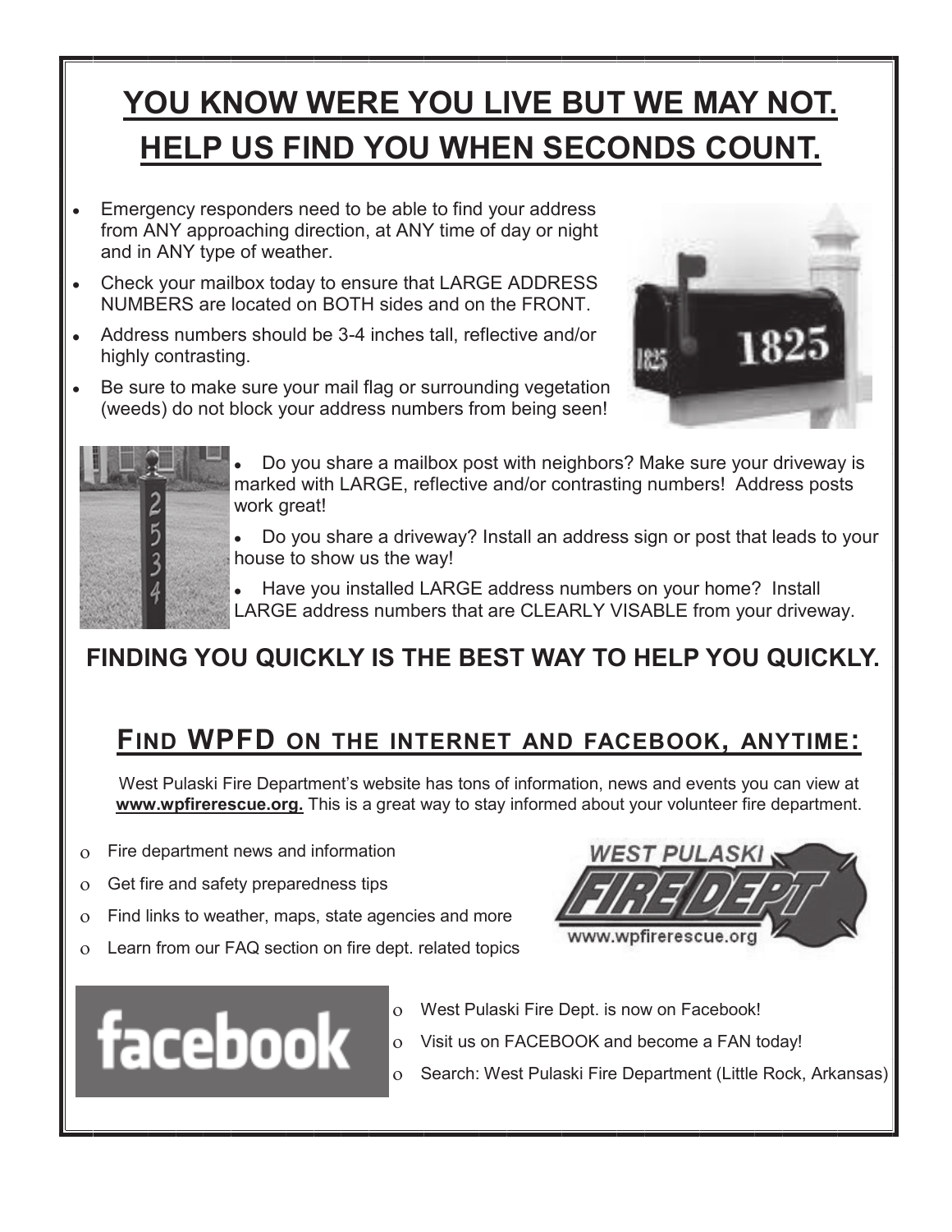# YOU KNOW WERE YOU LIVE BUT WE MAY NOT. HELP US FIND YOU WHEN SECONDS COUNT.

- Emergency responders need to be able to find your address from ANY approaching direction, at ANY time of day or night and in ANY type of weather.
- Check your mailbox today to ensure that LARGE ADDRESS NUMBERS are located on BOTH sides and on the FRONT.
- Address numbers should be 3-4 inches tall, reflective and/or highly contrasting.
- Be sure to make sure your mail flag or surrounding vegetation (weeds) do not block your address numbers from being seen!

- Do you share a mailbox post with neighbors? Make sure your driveway is marked with LARGE, reflective and/or contrasting numbers! Address posts work great!
- Do you share a driveway? Install an address sign or post that leads to your house to show us the way!
- Have you installed LARGE address numbers on your home? Install LARGE address numbers that are CLEARLY VISABLE from your driveway.

**FINDING YOU QUICKLY IS THE BEST WAY TO HELP YOU QUICKLY.**

## FIND WPFD ON THE INTERNET AND FACEBOOK, ANYTIME:

West Pulaski Fire Department's website has tons of information, news and events you can view at **www.wpfirerescue.org.** This is a great way to stay informed about your volunteer fire department.

- Fire department news and information
- Get fire and safety preparedness tips
- Find links to weather, maps, state agencies and more
- Learn from our FAQ section on fire dept. related topics

- West Pulaski Fire Dept. is now on Facebook!
- Visit us on FACEBOOK and become a FAN today!
- Search: West Pulaski Fire Department (Little Rock, Arkansas)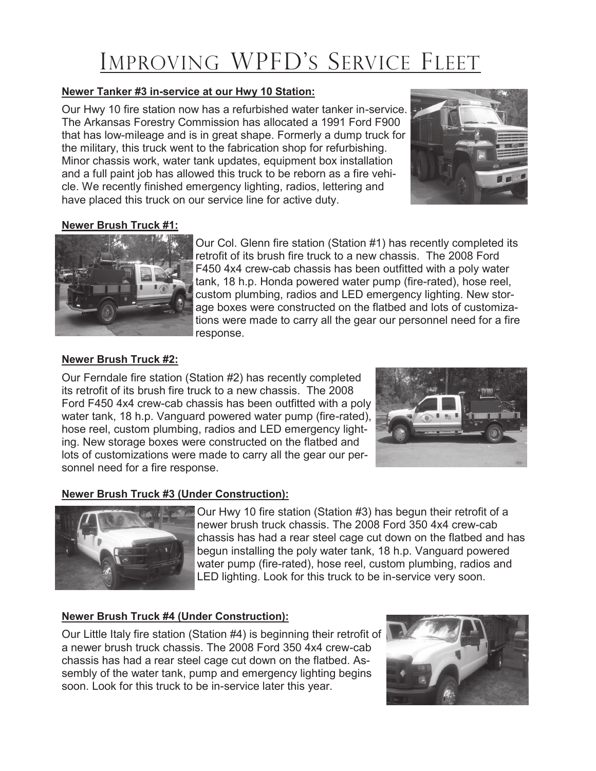# Improving WPFD's Service Fleet

**Newer Tanker #3 in-service at our Hwy 10 Station:**

Our Hwy 10 fire station now has a refurbished water tanker in-service. The Arkansas Forestry Commission has allocated a 1991 Ford F900 that has low-mileage and is in great shape. Formerly a dump truck for the military, this truck went to the fabrication shop for refurbishing. Minor chassis work, water tank updates, equipment box installation and a full paint job has allowed this truck to be reborn as a fire vehicle. We recently finished emergency lighting, radios, lettering and have placed this truck on our service line for active duty.

**Newer Brush Truck #1:**

Our Col. Glenn fire station (Station #1) has recently completed its retrofit of its brush fire truck to a new chassis. The 2008 Ford F450 4x4 crew-cab chassis has been outfitted with a poly water tank, 18 h.p. Honda powered water pump (fire-rated), hose reel, custom plumbing, radios and LED emergency lighting. New storage boxes were constructed on the flatbed and lots of customizations were made to carry all the gear our personnel need for a fire response.

**Newer Brush Truck #2:**

Our Ferndale fire station (Station #2) has recently completed its retrofit of its brush fire truck to a new chassis. The 2008 Ford F450 4x4 crew-cab chassis has been outfitted with a poly water tank, 18 h.p. Vanguard powered water pump (fire-rated), hose reel, custom plumbing, radios and LED emergency lighting. New storage boxes were constructed on the flatbed and lots of customizations were made to carry all the gear our personnel need for a fire response.

**Newer Brush Truck #3 (Under Construction):**

Our Hwy 10 fire station (Station #3) has begun their retrofit of a newer brush truck chassis. The 2008 Ford 350 4x4 crew-cab chassis has had a rear steel cage cut down on the flatbed and has begun installing the poly water tank, 18 h.p. Vanguard powered water pump (fire-rated), hose reel, custom plumbing, radios and LED lighting. Look for this truck to be in-service very soon.

**Newer Brush Truck #4 (Under Construction):**

Our Little Italy fire station (Station #4) is beginning their retrofit of a newer brush truck chassis. The 2008 Ford 350 4x4 crew-cab chassis has had a rear steel cage cut down on the flatbed. Assembly of the water tank, pump and emergency lighting begins soon. Look for this truck to be in-service later this year.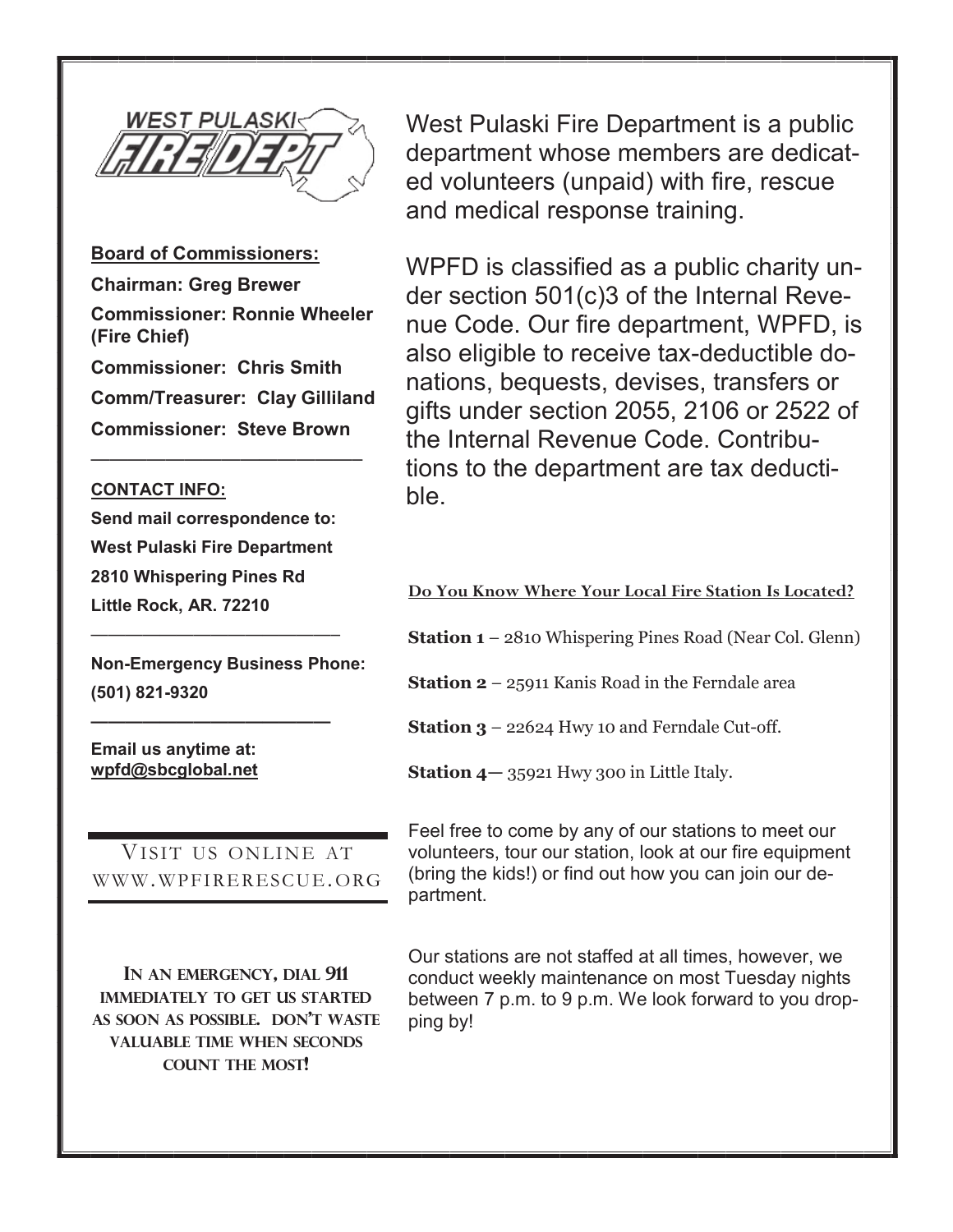West Pulaski Fire Department is a public department whose members are dedicated volunteers (unpaid) with fire, rescue and medical response training.

WPFD is classified as a public charity under section 501(c)3 of the Internal Revenue Code. Our fire department, WPFD, is also eligible to receive tax-deductible donations, bequests, devises, transfers or gifts under section 2055, 2106 or 2522 of the Internal Revenue Code. Contributions to the department are tax deductible.

**Board of Commissioners:**

**Chairman: Greg Brewer**

**Commissioner: Ronnie Wheeler (Fire Chief)**

**Commissioner: Chris Smith**

**Comm/Treasurer: Clay Gilliland**

**Commissioner: Steve Brown**

---

**CONTACT INFO:**

**Send mail correspondence to:**
**West Pulaski Fire Department**
**2810 Whispering Pines Rd**
**Little Rock, AR. 72210**

---

**Non-Emergency Business Phone:**
**(501) 821-9320**

---

**Email us anytime at:**
**wpfd@sbcglobal.net**

VISIT US ONLINE AT WWW.WPFIRERESCUE.ORG

**IN AN EMERGENCY, DIAL 911 IMMEDIATELY TO GET US STARTED AS SOON AS POSSIBLE. DON'T WASTE VALUABLE TIME WHEN SECONDS COUNT THE MOST!**

**Do You Know Where Your Local Fire Station Is Located?**

**Station 1** – 2810 Whispering Pines Road (Near Col. Glenn)

**Station 2** – 25911 Kanis Road in the Ferndale area

**Station 3** – 22624 Hwy 10 and Ferndale Cut-off.

**Station 4**— 35921 Hwy 300 in Little Italy.

Feel free to come by any of our stations to meet our volunteers, tour our station, look at our fire equipment (bring the kids!) or find out how you can join our department.

Our stations are not staffed at all times, however, we conduct weekly maintenance on most Tuesday nights between 7 p.m. to 9 p.m. We look forward to you dropping by!